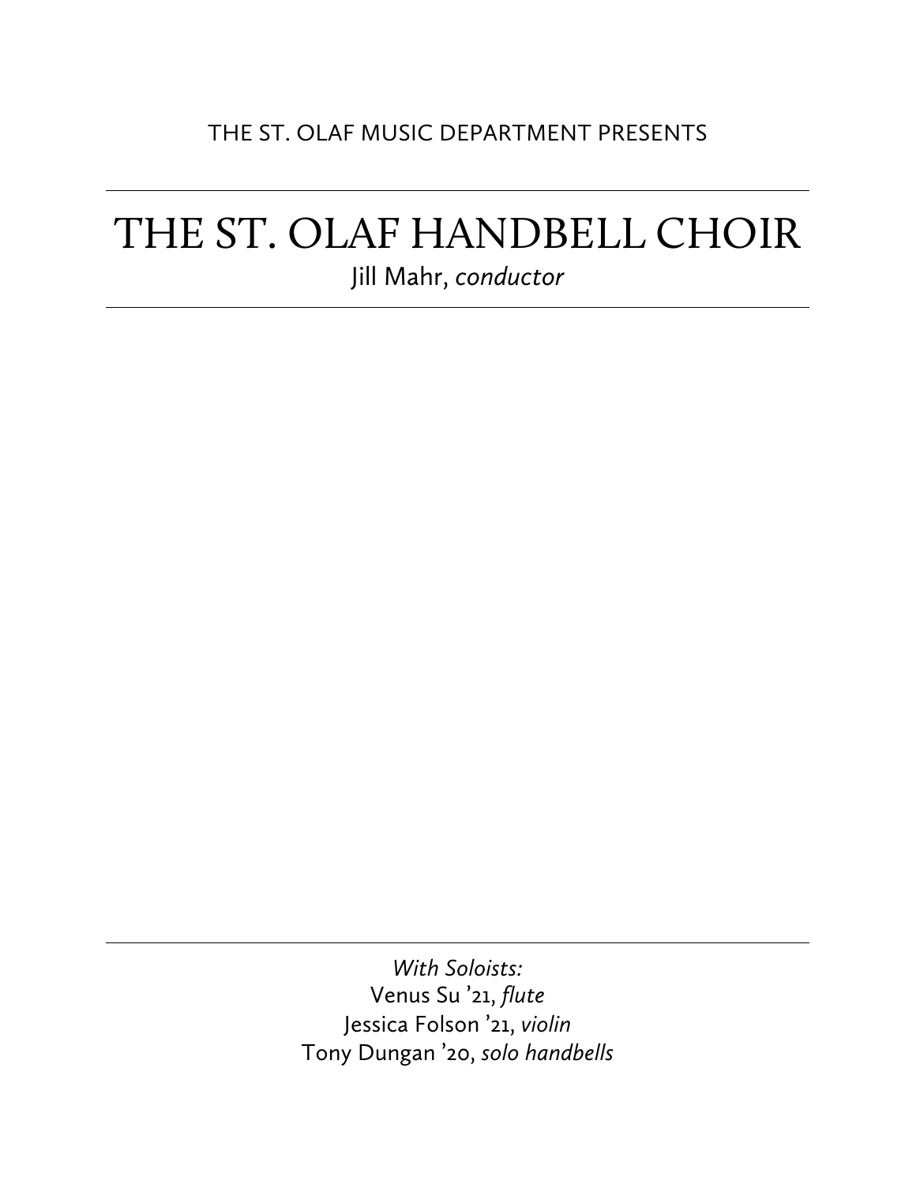THE ST. OLAF MUSIC DEPARTMENT PRESENTS

---

# THE ST. OLAF HANDBELL CHOIR

Jill Mahr, *conductor*

---

*With Soloists:*
Venus Su '21, *flute*
Jessica Folson '21, *violin*
Tony Dungan '20, *solo handbells*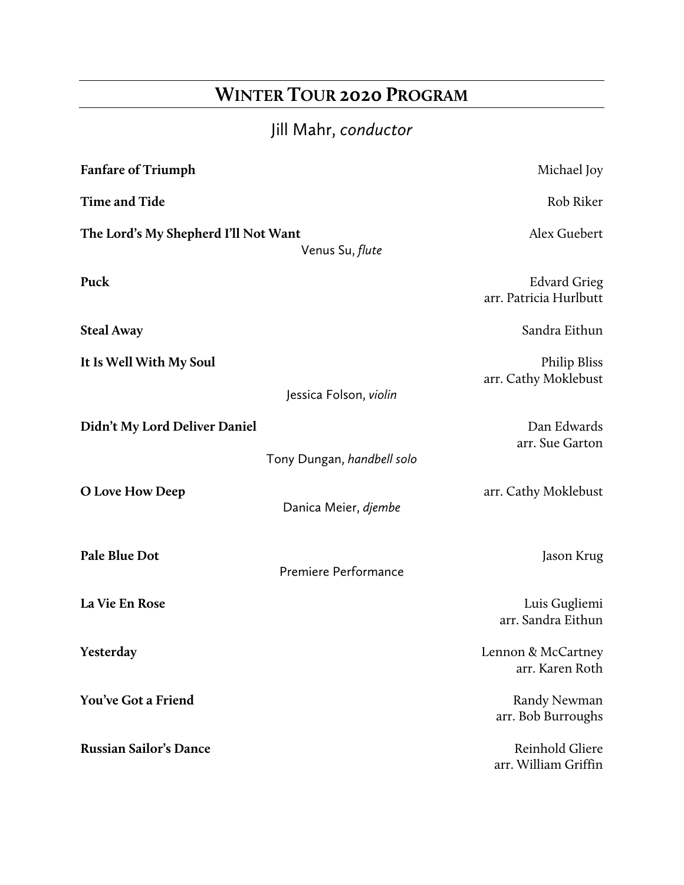# Winter Tour 2020 Program

Jill Mahr, *conductor*

**Fanfare of Triumph** — Michael Joy

**Time and Tide** — Rob Riker

**The Lord's My Shepherd I'll Not Want** — Alex Guebert
Venus Su, *flute*

**Puck** — Edvard Grieg, arr. Patricia Hurlbutt

**Steal Away** — Sandra Eithun

**It Is Well With My Soul** — Philip Bliss, arr. Cathy Moklebust
Jessica Folson, *violin*

**Didn't My Lord Deliver Daniel** — Dan Edwards, arr. Sue Garton
Tony Dungan, *handbell solo*

**O Love How Deep** — arr. Cathy Moklebust
Danica Meier, *djembe*

**Pale Blue Dot** — Jason Krug
Premiere Performance

**La Vie En Rose** — Luis Gugliemi, arr. Sandra Eithun

**Yesterday** — Lennon & McCartney, arr. Karen Roth

**You've Got a Friend** — Randy Newman, arr. Bob Burroughs

**Russian Sailor's Dance** — Reinhold Gliere, arr. William Griffin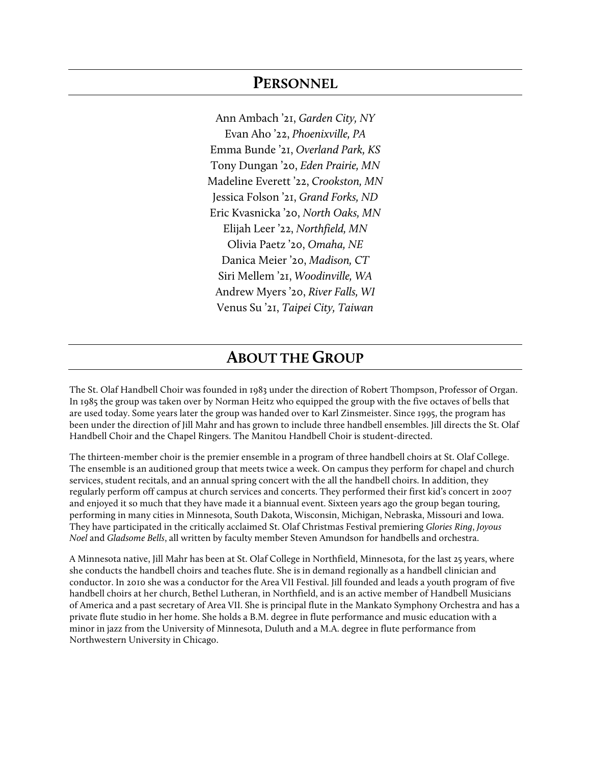## Personnel

Ann Ambach '21, *Garden City, NY*
Evan Aho '22, *Phoenixville, PA*
Emma Bunde '21, *Overland Park, KS*
Tony Dungan '20, *Eden Prairie, MN*
Madeline Everett '22, *Crookston, MN*
Jessica Folson '21, *Grand Forks, ND*
Eric Kvasnicka '20, *North Oaks, MN*
Elijah Leer '22, *Northfield, MN*
Olivia Paetz '20, *Omaha, NE*
Danica Meier '20, *Madison, CT*
Siri Mellem '21, *Woodinville, WA*
Andrew Myers '20, *River Falls, WI*
Venus Su '21, *Taipei City, Taiwan*

## About the Group

The St. Olaf Handbell Choir was founded in 1983 under the direction of Robert Thompson, Professor of Organ. In 1985 the group was taken over by Norman Heitz who equipped the group with the five octaves of bells that are used today. Some years later the group was handed over to Karl Zinsmeister. Since 1995, the program has been under the direction of Jill Mahr and has grown to include three handbell ensembles. Jill directs the St. Olaf Handbell Choir and the Chapel Ringers. The Manitou Handbell Choir is student-directed.

The thirteen-member choir is the premier ensemble in a program of three handbell choirs at St. Olaf College. The ensemble is an auditioned group that meets twice a week. On campus they perform for chapel and church services, student recitals, and an annual spring concert with the all the handbell choirs. In addition, they regularly perform off campus at church services and concerts. They performed their first kid's concert in 2007 and enjoyed it so much that they have made it a biannual event. Sixteen years ago the group began touring, performing in many cities in Minnesota, South Dakota, Wisconsin, Michigan, Nebraska, Missouri and Iowa. They have participated in the critically acclaimed St. Olaf Christmas Festival premiering *Glories Ring*, *Joyous Noel* and *Gladsome Bells*, all written by faculty member Steven Amundson for handbells and orchestra.

A Minnesota native, Jill Mahr has been at St. Olaf College in Northfield, Minnesota, for the last 25 years, where she conducts the handbell choirs and teaches flute. She is in demand regionally as a handbell clinician and conductor. In 2010 she was a conductor for the Area VII Festival. Jill founded and leads a youth program of five handbell choirs at her church, Bethel Lutheran, in Northfield, and is an active member of Handbell Musicians of America and a past secretary of Area VII. She is principal flute in the Mankato Symphony Orchestra and has a private flute studio in her home. She holds a B.M. degree in flute performance and music education with a minor in jazz from the University of Minnesota, Duluth and a M.A. degree in flute performance from Northwestern University in Chicago.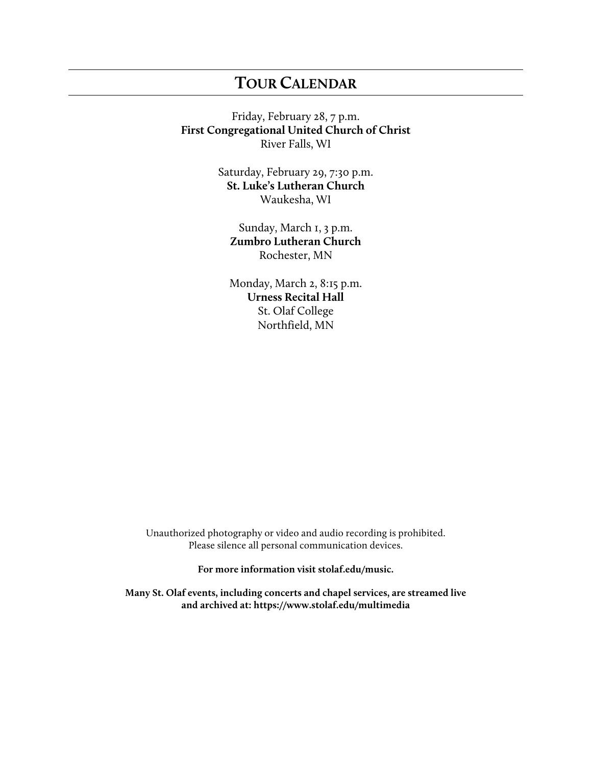## Tour Calendar

Friday, February 28, 7 p.m.
**First Congregational United Church of Christ**
River Falls, WI

Saturday, February 29, 7:30 p.m.
**St. Luke's Lutheran Church**
Waukesha, WI

Sunday, March 1, 3 p.m.
**Zumbro Lutheran Church**
Rochester, MN

Monday, March 2, 8:15 p.m.
**Urness Recital Hall**
St. Olaf College
Northfield, MN

Unauthorized photography or video and audio recording is prohibited.
Please silence all personal communication devices.

**For more information visit stolaf.edu/music.**

**Many St. Olaf events, including concerts and chapel services, are streamed live and archived at: https://www.stolaf.edu/multimedia**